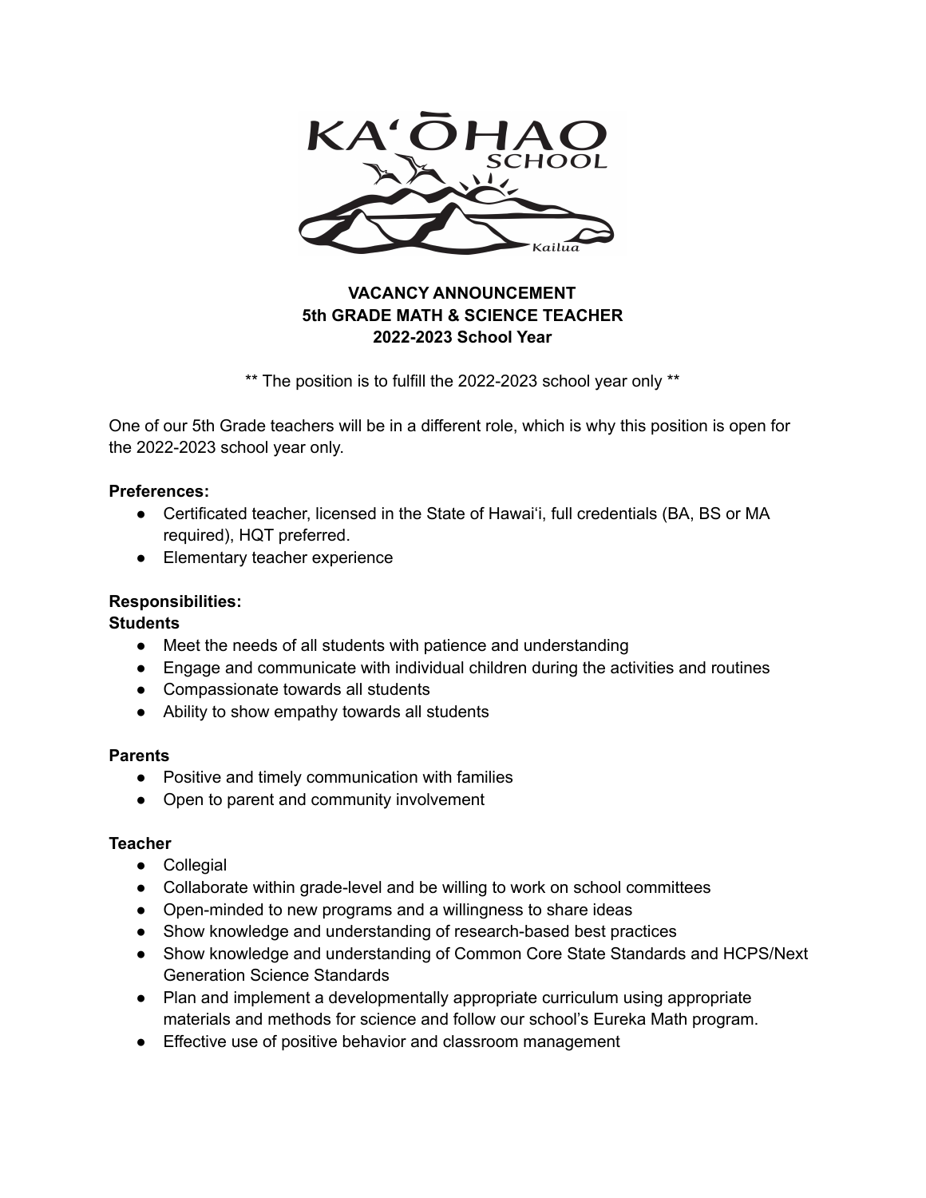KAʻŌHAO SCHOOL

Kailua

**VACANCY ANNOUNCEMENT**
**5th GRADE MATH & SCIENCE TEACHER**
**2022-2023 School Year**

** The position is to fulfill the 2022-2023 school year only **

One of our 5th Grade teachers will be in a different role, which is why this position is open for the 2022-2023 school year only.

**Preferences:**

- Certificated teacher, licensed in the State of Hawaiʻi, full credentials (BA, BS or MA required), HQT preferred.
- Elementary teacher experience

**Responsibilities:**

**Students**

- Meet the needs of all students with patience and understanding
- Engage and communicate with individual children during the activities and routines
- Compassionate towards all students
- Ability to show empathy towards all students

**Parents**

- Positive and timely communication with families
- Open to parent and community involvement

**Teacher**

- Collegial
- Collaborate within grade-level and be willing to work on school committees
- Open-minded to new programs and a willingness to share ideas
- Show knowledge and understanding of research-based best practices
- Show knowledge and understanding of Common Core State Standards and HCPS/Next Generation Science Standards
- Plan and implement a developmentally appropriate curriculum using appropriate materials and methods for science and follow our school's Eureka Math program.
- Effective use of positive behavior and classroom management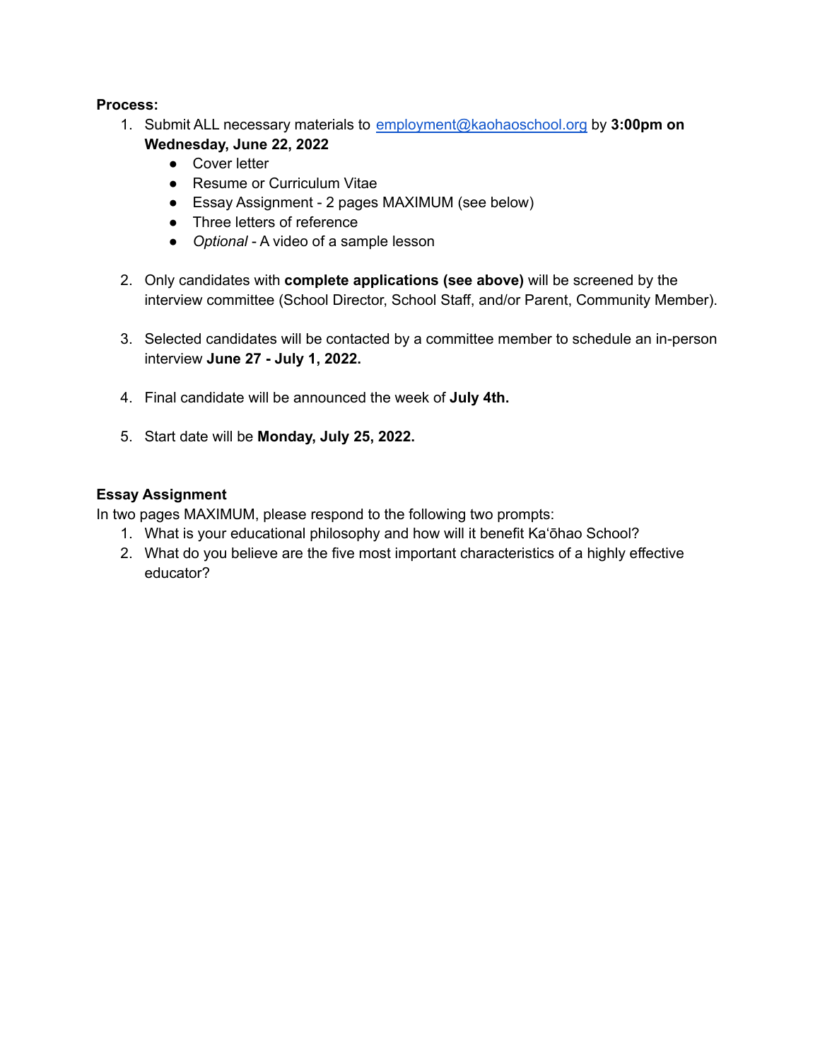**Process:**

1. Submit ALL necessary materials to [employment@kaohaoschool.org](mailto:employment@kaohaoschool.org) by **3:00pm on Wednesday, June 22, 2022**
   - Cover letter
   - Resume or Curriculum Vitae
   - Essay Assignment - 2 pages MAXIMUM (see below)
   - Three letters of reference
   - *Optional* - A video of a sample lesson

2. Only candidates with **complete applications (see above)** will be screened by the interview committee (School Director, School Staff, and/or Parent, Community Member).

3. Selected candidates will be contacted by a committee member to schedule an in-person interview **June 27 - July 1, 2022.**

4. Final candidate will be announced the week of **July 4th.**

5. Start date will be **Monday, July 25, 2022.**

**Essay Assignment**

In two pages MAXIMUM, please respond to the following two prompts:

1. What is your educational philosophy and how will it benefit Kaʻōhao School?
2. What do you believe are the five most important characteristics of a highly effective educator?